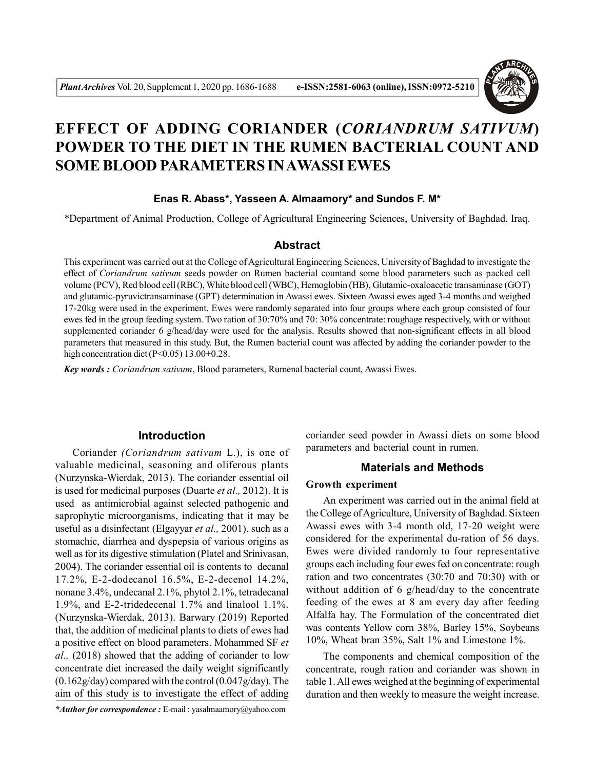# EFFECT OF ADDING CORIANDER (*CORIANDRUM SATIVUM*) POWDER TO THE DIET IN THE RUMEN BACTERIAL COUNT AND SOME BLOOD PARAMETERS IN AWASSI EWES

**Enas R. Abass\*, Yasseen A. Almaamory\* and Sundos F. M\***

\*Department of Animal Production, College of Agricultural Engineering Sciences, University of Baghdad, Iraq.

## Abstract

This experiment was carried out at the College of Agricultural Engineering Sciences, University of Baghdad to investigate the effect of *Coriandrum sativum* seeds powder on Rumen bacterial countand some blood parameters such as packed cell volume (PCV), Red blood cell (RBC), White blood cell (WBC), Hemoglobin (HB), Glutamic-oxaloacetic transaminase (GOT) and glutamic-pyruvictransaminase (GPT) determination in Awassi ewes. Sixteen Awassi ewes aged 3-4 months and weighed 17-20kg were used in the experiment. Ewes were randomly separated into four groups where each group consisted of four ewes fed in the group feeding system. Two ration of 30:70% and 70: 30% concentrate: roughage respectively, with or without supplemented coriander 6 g/head/day were used for the analysis. Results showed that non-significant effects in all blood parameters that measured in this study. But, the Rumen bacterial count was affected by adding the coriander powder to the high concentration diet ($P<0.05$) 13.00±0.28.

***Key words :*** *Coriandrum sativum*, Blood parameters, Rumenal bacterial count, Awassi Ewes.

## Introduction

Coriander *(Coriandrum sativum* L.), is one of valuable medicinal, seasoning and oliferous plants (Nurzynska-Wierdak, 2013). The coriander essential oil is used for medicinal purposes (Duarte *et al.,* 2012). It is used as antimicrobial against selected pathogenic and saprophytic microorganisms, indicating that it may be useful as a disinfectant (Elgayyar *et al.,* 2001). such as a stomachic, diarrhea and dyspepsia of various origins as well as for its digestive stimulation (Platel and Srinivasan, 2004). The coriander essential oil is contents to decanal 17.2%, E-2-dodecanol 16.5%, E-2-decenol 14.2%, nonane 3.4%, undecanal 2.1%, phytol 2.1%, tetradecanal 1.9%, and E-2-tridedecenal 1.7% and linalool 1.1%. (Nurzynska-Wierdak, 2013). Barwary (2019) Reported that, the addition of medicinal plants to diets of ewes had a positive effect on blood parameters. Mohammed SF *et al.,* (2018) showed that the adding of coriander to low concentrate diet increased the daily weight significantly (0.162g/day) compared with the control (0.047g/day). The aim of this study is to investigate the effect of adding coriander seed powder in Awassi diets on some blood parameters and bacterial count in rumen.

## Materials and Methods

### Growth experiment

An experiment was carried out in the animal field at the College of Agriculture, University of Baghdad. Sixteen Awassi ewes with 3-4 month old, 17-20 weight were considered for the experimental du-ration of 56 days. Ewes were divided randomly to four representative groups each including four ewes fed on concentrate: rough ration and two concentrates (30:70 and 70:30) with or without addition of 6 g/head/day to the concentrate feeding of the ewes at 8 am every day after feeding Alfalfa hay. The Formulation of the concentrated diet was contents Yellow corn 38%, Barley 15%, Soybeans 10%, Wheat bran 35%, Salt 1% and Limestone 1%.

The components and chemical composition of the concentrate, rough ration and coriander was shown in table 1. All ewes weighed at the beginning of experimental duration and then weekly to measure the weight increase.

***\*Author for correspondence :*** E-mail : yasalmaamory@yahoo.com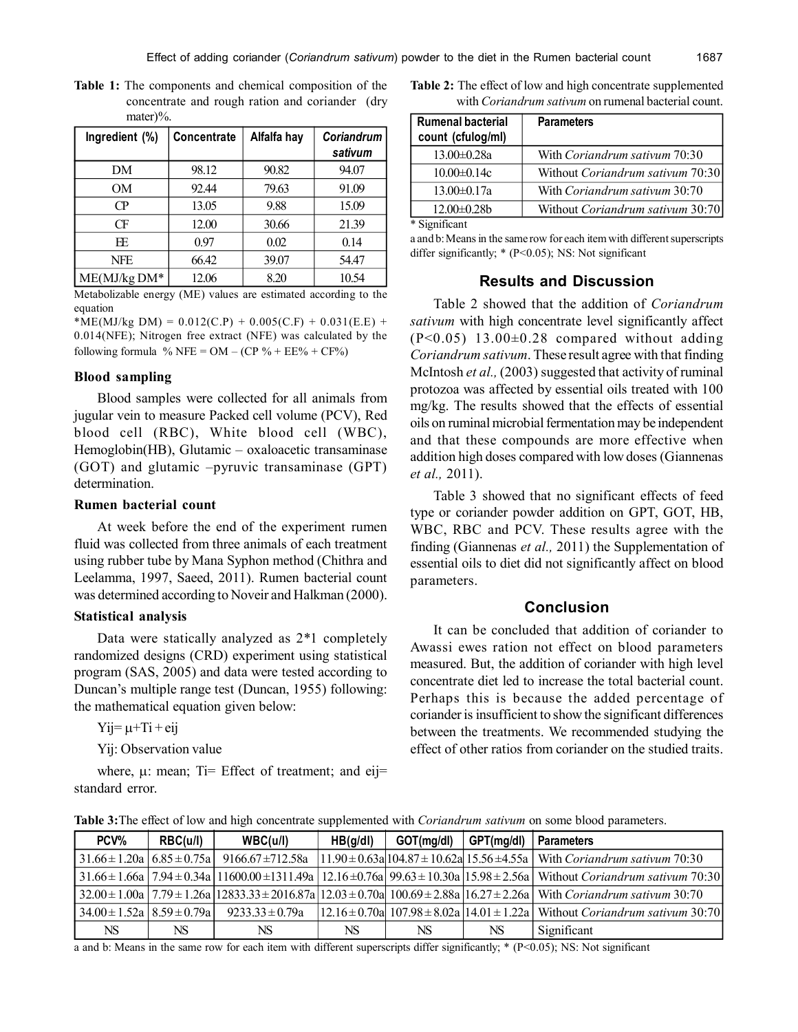**Table 1:** The components and chemical composition of the concentrate and rough ration and coriander (dry mater)%.

| Ingredient (%) | Concentrate | Alfalfa hay | *Coriandrum sativum* |
|---|---|---|---|
| DM | 98.12 | 90.82 | 94.07 |
| OM | 92.44 | 79.63 | 91.09 |
| CP | 13.05 | 9.88 | 15.09 |
| CF | 12.00 | 30.66 | 21.39 |
| EE | 0.97 | 0.02 | 0.14 |
| NFE | 66.42 | 39.07 | 54.47 |
| ME(MJ/kg DM* | 12.06 | 8.20 | 10.54 |

Metabolizable energy (ME) values are estimated according to the equation

*ME(MJ/kg DM) = 0.012(C.P) + 0.005(C.F) + 0.031(E.E) + 0.014(NFE); Nitrogen free extract (NFE) was calculated by the following formula % NFE = OM – (CP % + EE% + CF%)

### Blood sampling

Blood samples were collected for all animals from jugular vein to measure Packed cell volume (PCV), Red blood cell (RBC), White blood cell (WBC), Hemoglobin(HB), Glutamic – oxaloacetic transaminase (GOT) and glutamic –pyruvic transaminase (GPT) determination.

### Rumen bacterial count

At week before the end of the experiment rumen fluid was collected from three animals of each treatment using rubber tube by Mana Syphon method (Chithra and Leelamma, 1997, Saeed, 2011). Rumen bacterial count was determined according to Noveir and Halkman (2000).

### Statistical analysis

Data were statically analyzed as 2*1 completely randomized designs (CRD) experiment using statistical program (SAS, 2005) and data were tested according to Duncan's multiple range test (Duncan, 1955) following: the mathematical equation given below:

$$Y_{ij} = \mu + T_i + e_{ij}$$

Yij: Observation value

where, μ: mean; Ti= Effect of treatment; and eij= standard error.

**Table 2:** The effect of low and high concentrate supplemented with *Coriandrum sativum* on rumenal bacterial count.

| Rumenal bacterial count (cfulog/ml) | Parameters |
|---|---|
| 13.00±0.28a | With *Coriandrum sativum* 70:30 |
| 10.00±0.14c | Without *Coriandrum sativum* 70:30 |
| 13.00±0.17a | With *Coriandrum sativum* 30:70 |
| 12.00±0.28b | Without *Coriandrum sativum* 30:70 |

\* Significant

a and b: Means in the same row for each item with different superscripts differ significantly; * (P<0.05); NS: Not significant

## Results and Discussion

Table 2 showed that the addition of *Coriandrum sativum* with high concentrate level significantly affect ($P<0.05$) 13.00±0.28 compared without adding *Coriandrum sativum*. These result agree with that finding McIntosh *et al.,* (2003) suggested that activity of ruminal protozoa was affected by essential oils treated with 100 mg/kg. The results showed that the effects of essential oils on ruminal microbial fermentation may be independent and that these compounds are more effective when addition high doses compared with low doses (Giannenas *et al.,* 2011).

Table 3 showed that no significant effects of feed type or coriander powder addition on GPT, GOT, HB, WBC, RBC and PCV. These results agree with the finding (Giannenas *et al.,* 2011) the Supplementation of essential oils to diet did not significantly affect on blood parameters.

## Conclusion

It can be concluded that addition of coriander to Awassi ewes ration not effect on blood parameters measured. But, the addition of coriander with high level concentrate diet led to increase the total bacterial count. Perhaps this is because the added percentage of coriander is insufficient to show the significant differences between the treatments. We recommended studying the effect of other ratios from coriander on the studied traits.

**Table 3:** The effect of low and high concentrate supplemented with *Coriandrum sativum* on some blood parameters.

| PCV% | RBC(u/l) | WBC(u/l) | HB(g/dl) | GOT(mg/dl) | GPT(mg/dl) | Parameters |
|---|---|---|---|---|---|---|
| 31.66±1.20a | 6.85±0.75a | 9166.67±712.58a | 11.90±0.63a | 104.87±10.62a | 15.56±4.55a | With *Coriandrum sativum* 70:30 |
| 31.66±1.66a | 7.94±0.34a | 11600.00±1311.49a | 12.16±0.76a | 99.63±10.30a | 15.98±2.56a | Without *Coriandrum sativum* 70:30 |
| 32.00±1.00a | 7.79±1.26a | 12833.33±2016.87a | 12.03±0.70a | 100.69±2.88a | 16.27±2.26a | With *Coriandrum sativum* 30:70 |
| 34.00±1.52a | 8.59±0.79a | 9233.33±0.79a | 12.16±0.70a | 107.98±8.02a | 14.01±1.22a | Without *Coriandrum sativum* 30:70 |
| NS | NS | NS | NS | NS | NS | Significant |

a and b: Means in the same row for each item with different superscripts differ significantly; * (P<0.05); NS: Not significant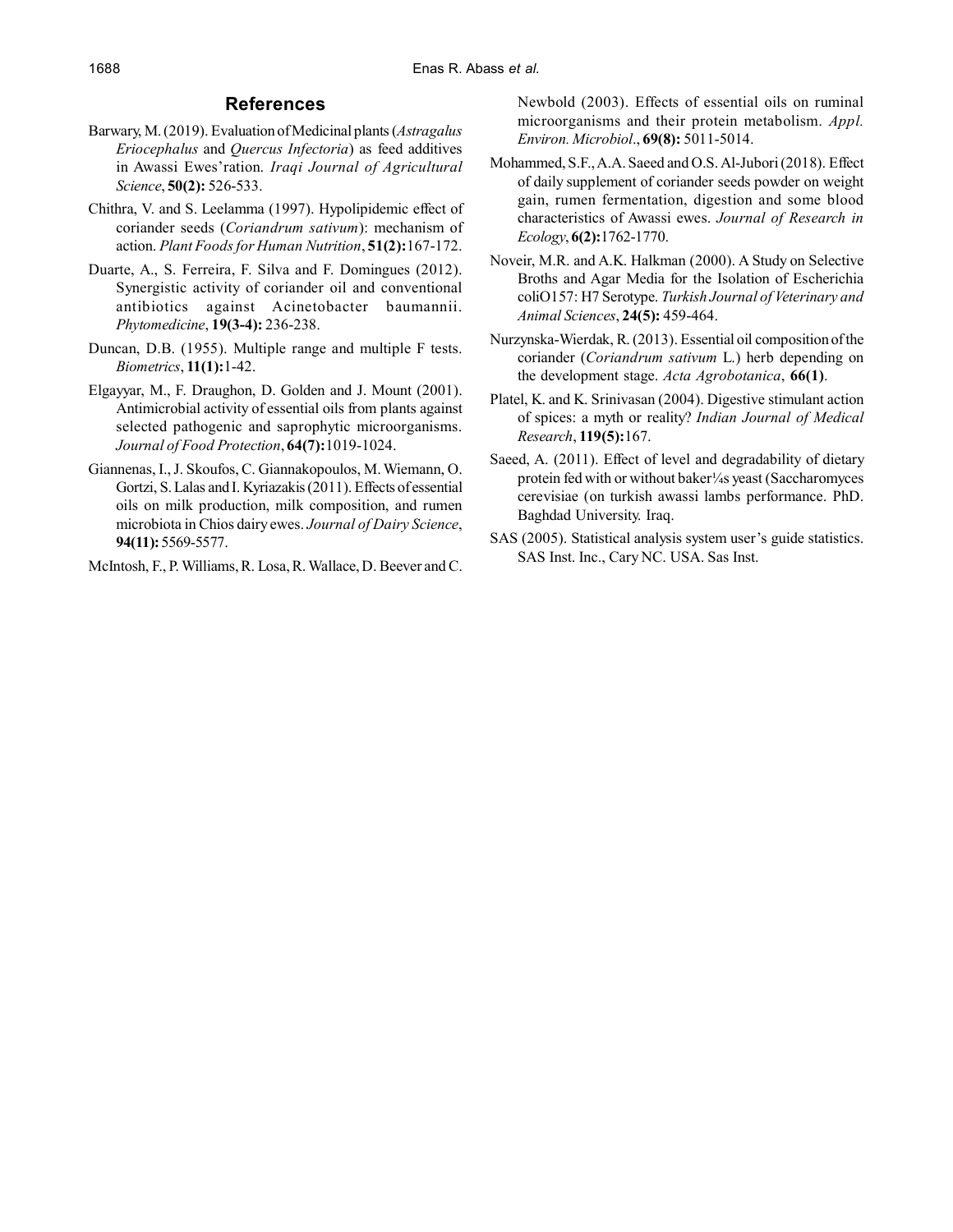## References

Barwary, M. (2019). Evaluation of Medicinal plants (*Astragalus Eriocephalus* and *Quercus Infectoria*) as feed additives in Awassi Ewes'ration. *Iraqi Journal of Agricultural Science*, **50(2):** 526-533.

Chithra, V. and S. Leelamma (1997). Hypolipidemic effect of coriander seeds (*Coriandrum sativum*): mechanism of action. *Plant Foods for Human Nutrition*, **51(2):**167-172.

Duarte, A., S. Ferreira, F. Silva and F. Domingues (2012). Synergistic activity of coriander oil and conventional antibiotics against Acinetobacter baumannii. *Phytomedicine*, **19(3-4):** 236-238.

Duncan, D.B. (1955). Multiple range and multiple F tests. *Biometrics*, **11(1):**1-42.

Elgayyar, M., F. Draughon, D. Golden and J. Mount (2001). Antimicrobial activity of essential oils from plants against selected pathogenic and saprophytic microorganisms. *Journal of Food Protection*, **64(7):**1019-1024.

Giannenas, I., J. Skoufos, C. Giannakopoulos, M. Wiemann, O. Gortzi, S. Lalas and I. Kyriazakis (2011). Effects of essential oils on milk production, milk composition, and rumen microbiota in Chios dairy ewes. *Journal of Dairy Science*, **94(11):** 5569-5577.

McIntosh, F., P. Williams, R. Losa, R. Wallace, D. Beever and C. Newbold (2003). Effects of essential oils on ruminal microorganisms and their protein metabolism. *Appl. Environ. Microbiol*., **69(8):** 5011-5014.

Mohammed, S.F., A.A. Saeed and O.S. Al-Jubori (2018). Effect of daily supplement of coriander seeds powder on weight gain, rumen fermentation, digestion and some blood characteristics of Awassi ewes. *Journal of Research in Ecology*, **6(2):**1762-1770.

Noveir, M.R. and A.K. Halkman (2000). A Study on Selective Broths and Agar Media for the Isolation of Escherichia coliO157: H7 Serotype. *Turkish Journal of Veterinary and Animal Sciences*, **24(5):** 459-464.

Nurzynska-Wierdak, R. (2013). Essential oil composition of the coriander (*Coriandrum sativum* L.) herb depending on the development stage. *Acta Agrobotanica*, **66(1)**.

Platel, K. and K. Srinivasan (2004). Digestive stimulant action of spices: a myth or reality? *Indian Journal of Medical Research*, **119(5):**167.

Saeed, A. (2011). Effect of level and degradability of dietary protein fed with or without baker¼s yeast (Saccharomyces cerevisiae (on turkish awassi lambs performance. PhD. Baghdad University. Iraq.

SAS (2005). Statistical analysis system user's guide statistics. SAS Inst. Inc., Cary NC. USA. Sas Inst.